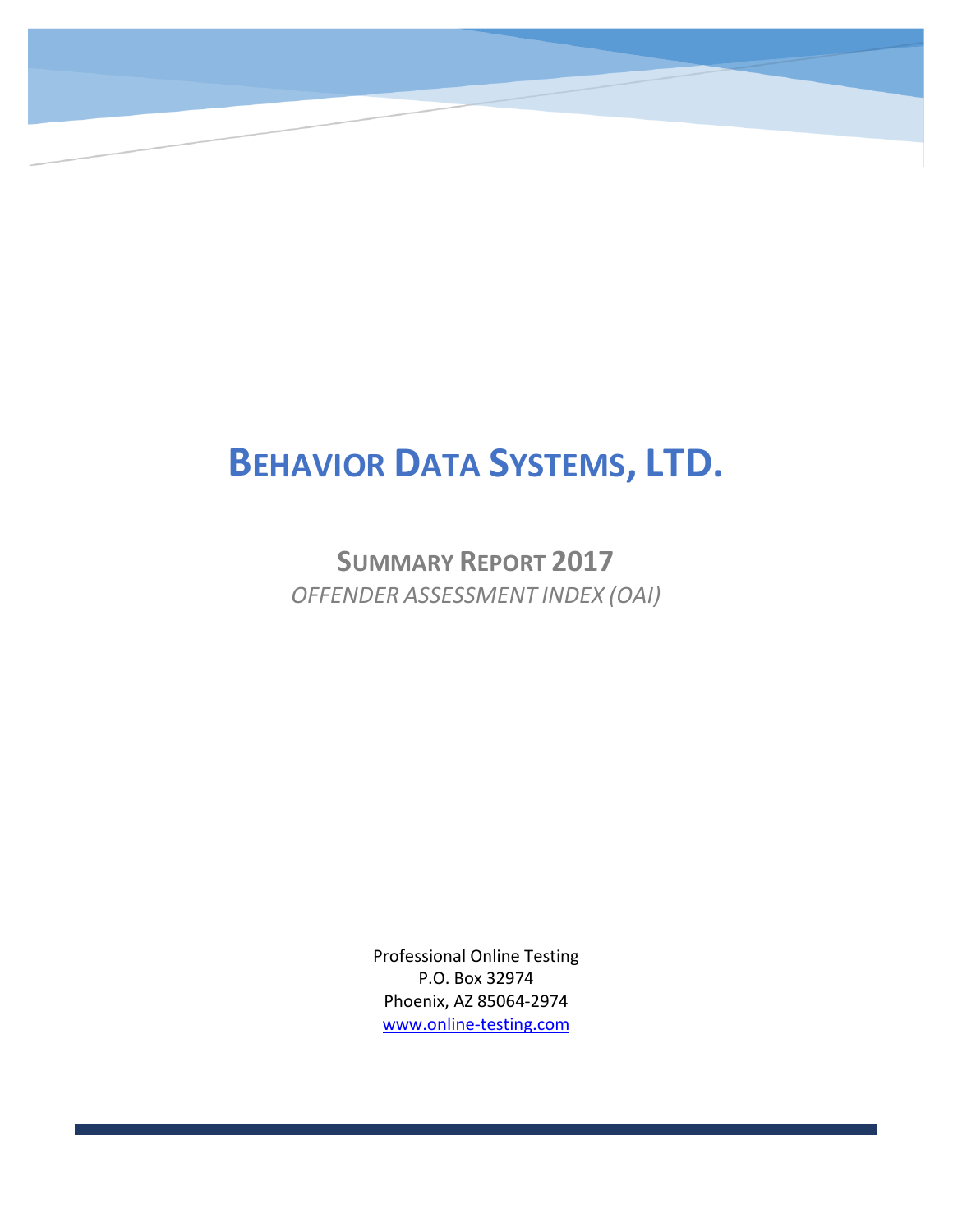# BEHAVIOR DATA SYSTEMS, LTD.

## SUMMARY REPORT 2017

*OFFENDER ASSESSMENT INDEX (OAI)*

Professional Online Testing
P.O. Box 32974
Phoenix, AZ 85064-2974
www.online-testing.com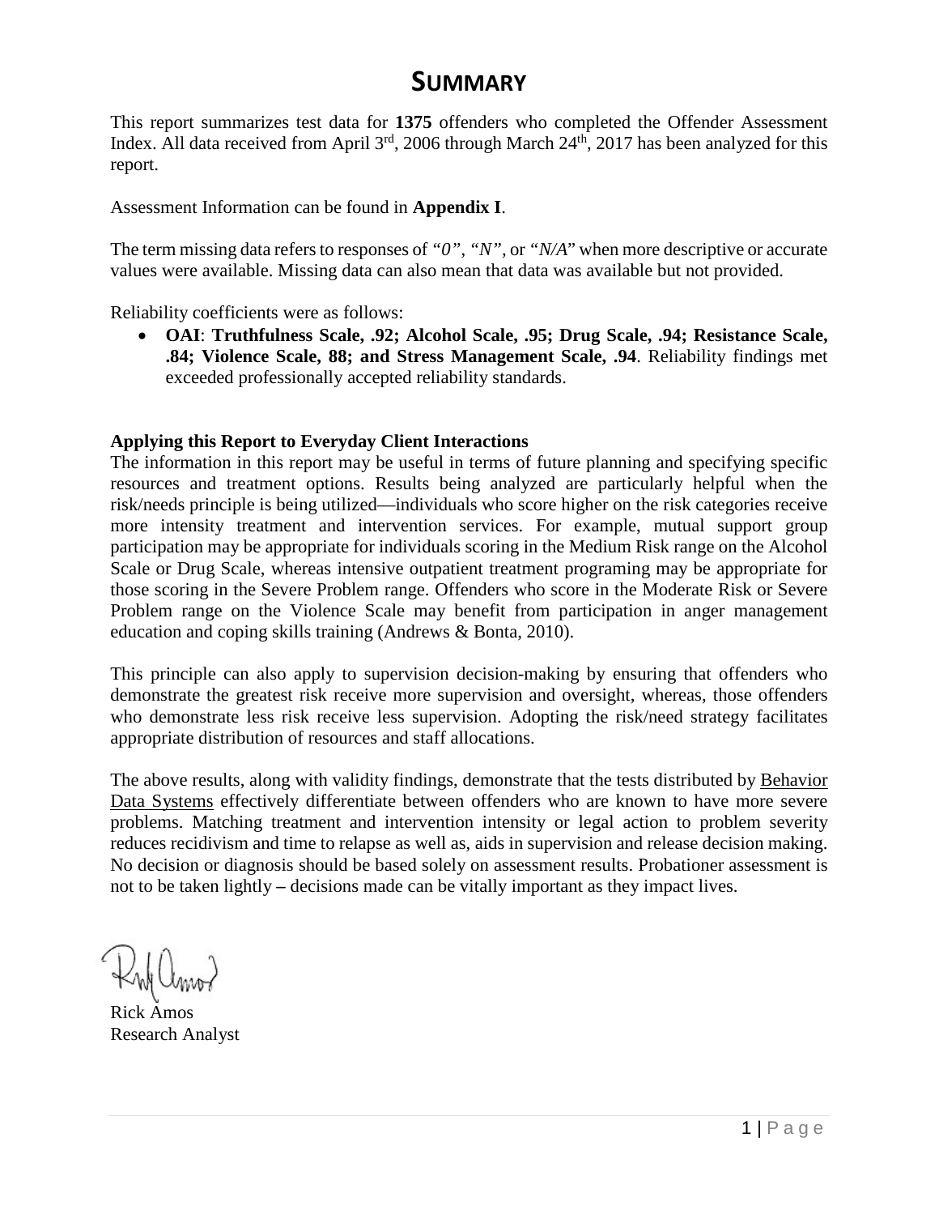# SUMMARY

This report summarizes test data for **1375** offenders who completed the Offender Assessment Index. All data received from April 3rd, 2006 through March 24th, 2017 has been analyzed for this report.

Assessment Information can be found in **Appendix I**.

The term missing data refers to responses of *"0", "N"*, or *"N/A"* when more descriptive or accurate values were available. Missing data can also mean that data was available but not provided.

Reliability coefficients were as follows:

- **OAI**: **Truthfulness Scale, .92; Alcohol Scale, .95; Drug Scale, .94; Resistance Scale, .84; Violence Scale, 88; and Stress Management Scale, .94**. Reliability findings met exceeded professionally accepted reliability standards.

**Applying this Report to Everyday Client Interactions**

The information in this report may be useful in terms of future planning and specifying specific resources and treatment options. Results being analyzed are particularly helpful when the risk/needs principle is being utilized—individuals who score higher on the risk categories receive more intensity treatment and intervention services. For example, mutual support group participation may be appropriate for individuals scoring in the Medium Risk range on the Alcohol Scale or Drug Scale, whereas intensive outpatient treatment programing may be appropriate for those scoring in the Severe Problem range. Offenders who score in the Moderate Risk or Severe Problem range on the Violence Scale may benefit from participation in anger management education and coping skills training (Andrews & Bonta, 2010).

This principle can also apply to supervision decision-making by ensuring that offenders who demonstrate the greatest risk receive more supervision and oversight, whereas, those offenders who demonstrate less risk receive less supervision. Adopting the risk/need strategy facilitates appropriate distribution of resources and staff allocations.

The above results, along with validity findings, demonstrate that the tests distributed by Behavior Data Systems effectively differentiate between offenders who are known to have more severe problems. Matching treatment and intervention intensity or legal action to problem severity reduces recidivism and time to relapse as well as, aids in supervision and release decision making. No decision or diagnosis should be based solely on assessment results. Probationer assessment is not to be taken lightly **–** decisions made can be vitally important as they impact lives.

Rick Amos
Research Analyst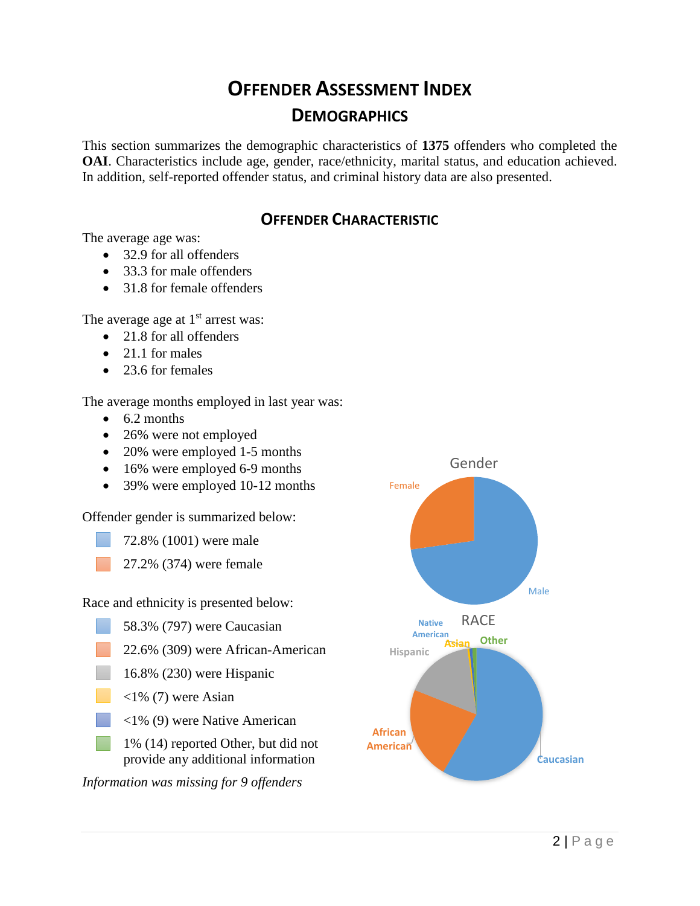# OFFENDER ASSESSMENT INDEX

## DEMOGRAPHICS

This section summarizes the demographic characteristics of **1375** offenders who completed the **OAI**. Characteristics include age, gender, race/ethnicity, marital status, and education achieved. In addition, self-reported offender status, and criminal history data are also presented.

### OFFENDER CHARACTERISTIC

The average age was:

- 32.9 for all offenders
- 33.3 for male offenders
- 31.8 for female offenders

The average age at 1st arrest was:

- 21.8 for all offenders
- 21.1 for males
- 23.6 for females

The average months employed in last year was:

- 6.2 months
- 26% were not employed
- 20% were employed 1-5 months
- 16% were employed 6-9 months
- 39% were employed 10-12 months

Offender gender is summarized below:

- 72.8% (1001) were male
- 27.2% (374) were female

Gender

Female

Male

Race and ethnicity is presented below:

- 58.3% (797) were Caucasian
- 22.6% (309) were African-American
- 16.8% (230) were Hispanic
- <1% (7) were Asian
- <1% (9) were Native American
- 1% (14) reported Other, but did not provide any additional information

*Information was missing for 9 offenders*

RACE

Native American

Asian

Other

Hispanic

African American

Caucasian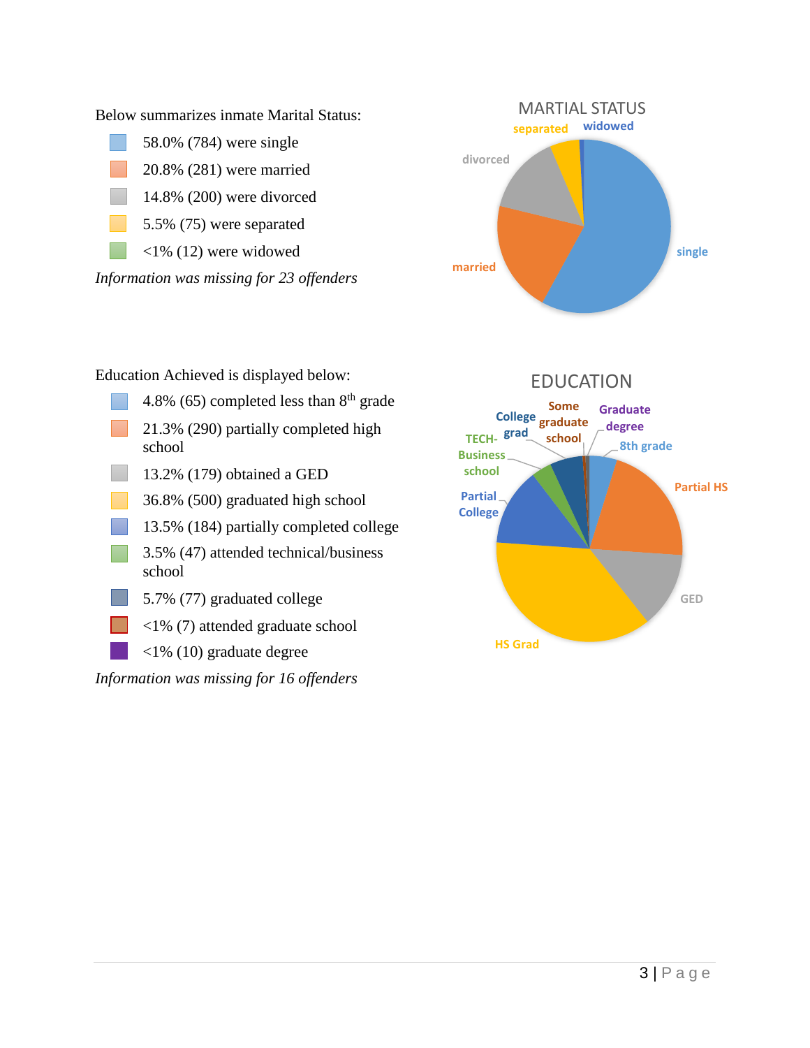Below summarizes inmate Marital Status:

- 58.0% (784) were single
- 20.8% (281) were married
- 14.8% (200) were divorced
- 5.5% (75) were separated
- <1% (12) were widowed

*Information was missing for 23 offenders*

MARTIAL STATUS

separated

widowed

divorced

single

married

Education Achieved is displayed below:

- 4.8% (65) completed less than 8th grade
- 21.3% (290) partially completed high school
- 13.2% (179) obtained a GED
- 36.8% (500) graduated high school
- 13.5% (184) partially completed college
- 3.5% (47) attended technical/business school
- 5.7% (77) graduated college
- <1% (7) attended graduate school
- <1% (10) graduate degree

*Information was missing for 16 offenders*

EDUCATION

College grad

Some graduate school

Graduate degree

8th grade

TECH-Business school

Partial HS

Partial College

GED

HS Grad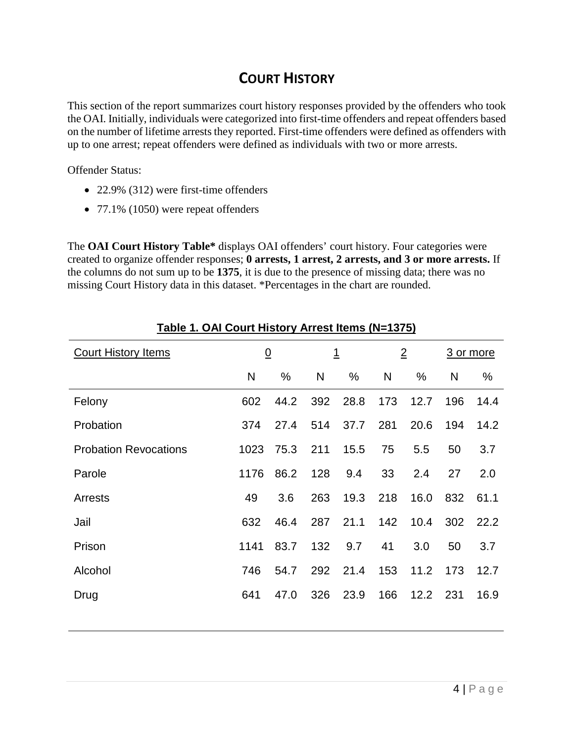# Court History

This section of the report summarizes court history responses provided by the offenders who took the OAI. Initially, individuals were categorized into first-time offenders and repeat offenders based on the number of lifetime arrests they reported. First-time offenders were defined as offenders with up to one arrest; repeat offenders were defined as individuals with two or more arrests.

Offender Status:

- 22.9% (312) were first-time offenders
- 77.1% (1050) were repeat offenders

The **OAI Court History Table*** displays OAI offenders' court history. Four categories were created to organize offender responses; **0 arrests, 1 arrest, 2 arrests, and 3 or more arrests.** If the columns do not sum up to be **1375**, it is due to the presence of missing data; there was no missing Court History data in this dataset. *Percentages in the chart are rounded.

**Table 1. OAI Court History Arrest Items (N=1375)**

| Court History Items | 0 | | 1 | | 2 | | 3 or more | |
|---|---|---|---|---|---|---|---|---|
| | N | % | N | % | N | % | N | % |
| Felony | 602 | 44.2 | 392 | 28.8 | 173 | 12.7 | 196 | 14.4 |
| Probation | 374 | 27.4 | 514 | 37.7 | 281 | 20.6 | 194 | 14.2 |
| Probation Revocations | 1023 | 75.3 | 211 | 15.5 | 75 | 5.5 | 50 | 3.7 |
| Parole | 1176 | 86.2 | 128 | 9.4 | 33 | 2.4 | 27 | 2.0 |
| Arrests | 49 | 3.6 | 263 | 19.3 | 218 | 16.0 | 832 | 61.1 |
| Jail | 632 | 46.4 | 287 | 21.1 | 142 | 10.4 | 302 | 22.2 |
| Prison | 1141 | 83.7 | 132 | 9.7 | 41 | 3.0 | 50 | 3.7 |
| Alcohol | 746 | 54.7 | 292 | 21.4 | 153 | 11.2 | 173 | 12.7 |
| Drug | 641 | 47.0 | 326 | 23.9 | 166 | 12.2 | 231 | 16.9 |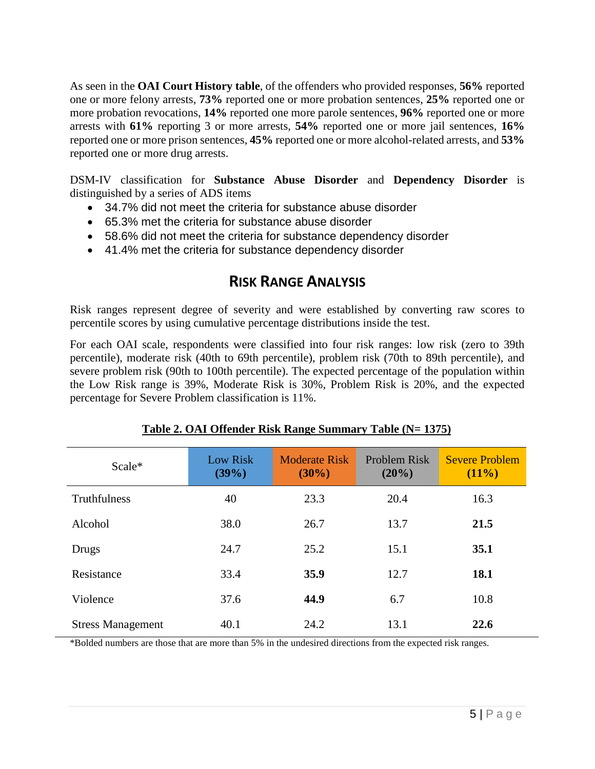As seen in the **OAI Court History table**, of the offenders who provided responses, **56%** reported one or more felony arrests, **73%** reported one or more probation sentences, **25%** reported one or more probation revocations, **14%** reported one more parole sentences, **96%** reported one or more arrests with **61%** reporting 3 or more arrests, **54%** reported one or more jail sentences, **16%** reported one or more prison sentences, **45%** reported one or more alcohol-related arrests, and **53%** reported one or more drug arrests.

DSM-IV classification for **Substance Abuse Disorder** and **Dependency Disorder** is distinguished by a series of ADS items

- 34.7% did not meet the criteria for substance abuse disorder
- 65.3% met the criteria for substance abuse disorder
- 58.6% did not meet the criteria for substance dependency disorder
- 41.4% met the criteria for substance dependency disorder

## Risk Range Analysis

Risk ranges represent degree of severity and were established by converting raw scores to percentile scores by using cumulative percentage distributions inside the test.

For each OAI scale, respondents were classified into four risk ranges: low risk (zero to 39th percentile), moderate risk (40th to 69th percentile), problem risk (70th to 89th percentile), and severe problem risk (90th to 100th percentile). The expected percentage of the population within the Low Risk range is 39%, Moderate Risk is 30%, Problem Risk is 20%, and the expected percentage for Severe Problem classification is 11%.

**Table 2. OAI Offender Risk Range Summary Table (N= 1375)**

| Scale* | Low Risk **(39%)** | Moderate Risk **(30%)** | Problem Risk **(20%)** | Severe Problem **(11%)** |
|---|---|---|---|---|
| Truthfulness | 40 | 23.3 | 20.4 | 16.3 |
| Alcohol | 38.0 | 26.7 | 13.7 | **21.5** |
| Drugs | 24.7 | 25.2 | 15.1 | **35.1** |
| Resistance | 33.4 | **35.9** | 12.7 | **18.1** |
| Violence | 37.6 | **44.9** | 6.7 | 10.8 |
| Stress Management | 40.1 | 24.2 | 13.1 | **22.6** |

*Bolded numbers are those that are more than 5% in the undesired directions from the expected risk ranges.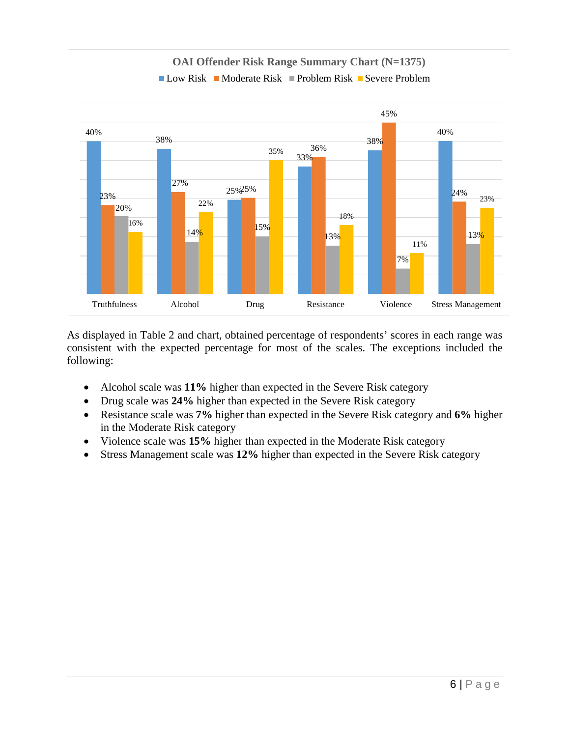OAI Offender Risk Range Summary Chart (N=1375)

Low Risk | Moderate Risk | Problem Risk | Severe Problem

Truthfulness: 40% 23% 20% 16%

Alcohol: 38% 27% 14% 22%

Drug: 25% 25% 15% 35%

Resistance: 33% 36% 13% 18%

Violence: 38% 45% 7% 11%

Stress Management: 40% 24% 13% 23%

As displayed in Table 2 and chart, obtained percentage of respondents' scores in each range was consistent with the expected percentage for most of the scales. The exceptions included the following:

- Alcohol scale was **11%** higher than expected in the Severe Risk category
- Drug scale was **24%** higher than expected in the Severe Risk category
- Resistance scale was **7%** higher than expected in the Severe Risk category and **6%** higher in the Moderate Risk category
- Violence scale was **15%** higher than expected in the Moderate Risk category
- Stress Management scale was **12%** higher than expected in the Severe Risk category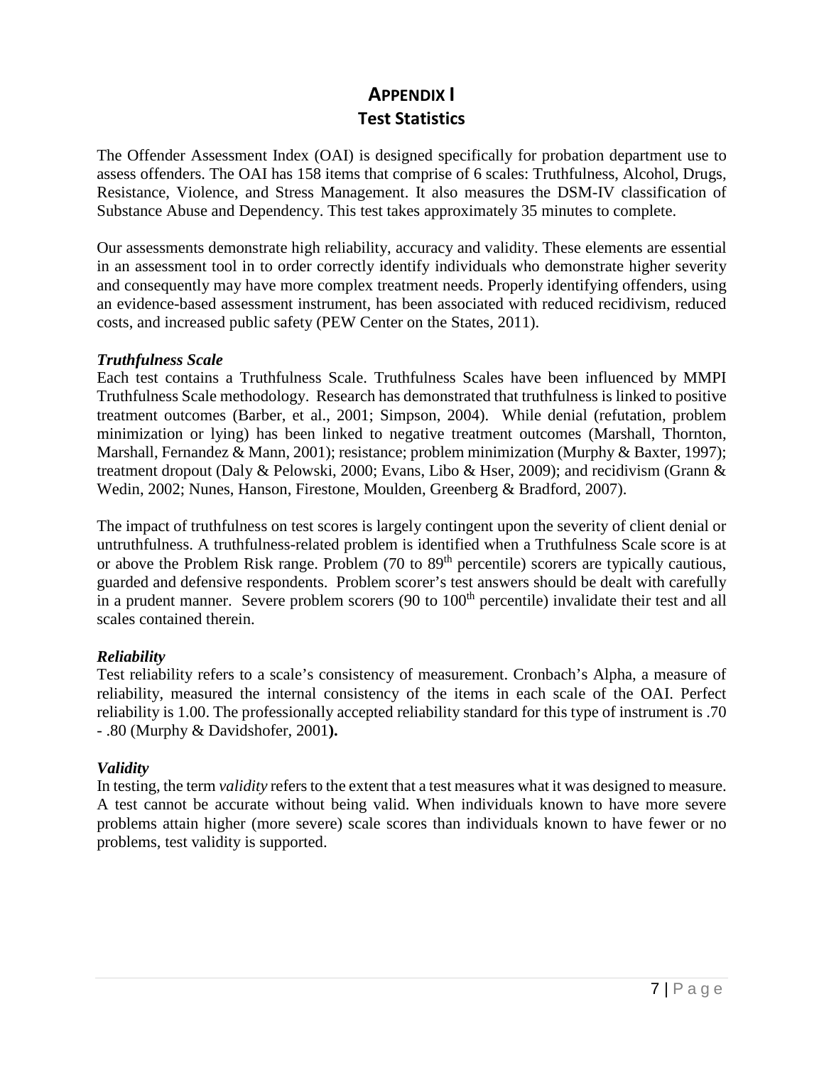# Appendix I
## Test Statistics

The Offender Assessment Index (OAI) is designed specifically for probation department use to assess offenders. The OAI has 158 items that comprise of 6 scales: Truthfulness, Alcohol, Drugs, Resistance, Violence, and Stress Management. It also measures the DSM-IV classification of Substance Abuse and Dependency. This test takes approximately 35 minutes to complete.

Our assessments demonstrate high reliability, accuracy and validity. These elements are essential in an assessment tool in to order correctly identify individuals who demonstrate higher severity and consequently may have more complex treatment needs. Properly identifying offenders, using an evidence-based assessment instrument, has been associated with reduced recidivism, reduced costs, and increased public safety (PEW Center on the States, 2011).

***Truthfulness Scale***

Each test contains a Truthfulness Scale. Truthfulness Scales have been influenced by MMPI Truthfulness Scale methodology. Research has demonstrated that truthfulness is linked to positive treatment outcomes (Barber, et al., 2001; Simpson, 2004). While denial (refutation, problem minimization or lying) has been linked to negative treatment outcomes (Marshall, Thornton, Marshall, Fernandez & Mann, 2001); resistance; problem minimization (Murphy & Baxter, 1997); treatment dropout (Daly & Pelowski, 2000; Evans, Libo & Hser, 2009); and recidivism (Grann & Wedin, 2002; Nunes, Hanson, Firestone, Moulden, Greenberg & Bradford, 2007).

The impact of truthfulness on test scores is largely contingent upon the severity of client denial or untruthfulness. A truthfulness-related problem is identified when a Truthfulness Scale score is at or above the Problem Risk range. Problem (70 to 89th percentile) scorers are typically cautious, guarded and defensive respondents. Problem scorer's test answers should be dealt with carefully in a prudent manner. Severe problem scorers (90 to 100th percentile) invalidate their test and all scales contained therein.

***Reliability***

Test reliability refers to a scale's consistency of measurement. Cronbach's Alpha, a measure of reliability, measured the internal consistency of the items in each scale of the OAI. Perfect reliability is 1.00. The professionally accepted reliability standard for this type of instrument is .70 - .80 (Murphy & Davidshofer, 2001**).**

***Validity***

In testing, the term *validity* refers to the extent that a test measures what it was designed to measure. A test cannot be accurate without being valid. When individuals known to have more severe problems attain higher (more severe) scale scores than individuals known to have fewer or no problems, test validity is supported.